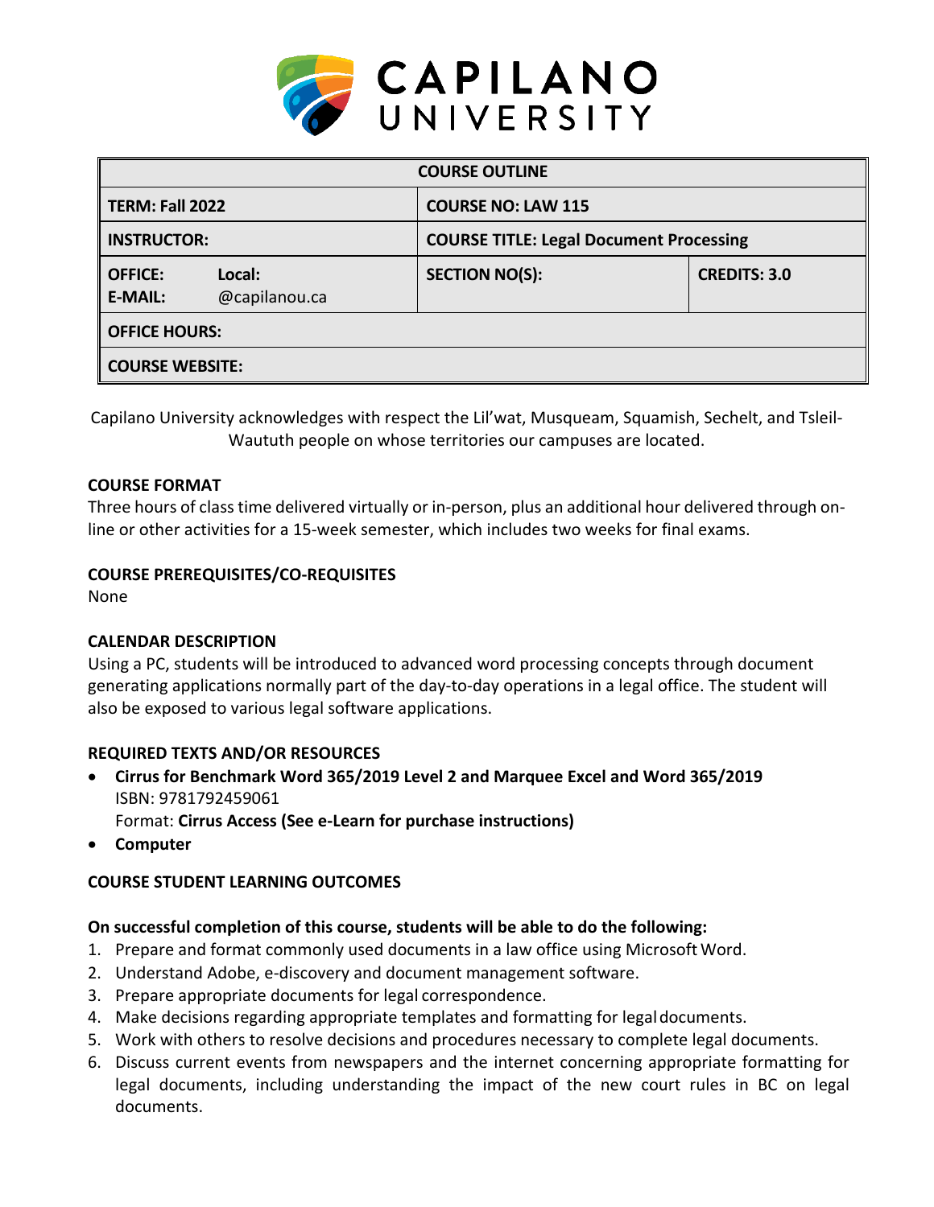# CAPILANO UNIVERSITY

| COURSE OUTLINE | | |
|---|---|---|
| **TERM: Fall 2022** | **COURSE NO: LAW 115** | |
| **INSTRUCTOR:** | **COURSE TITLE: Legal Document Processing** | |
| **OFFICE:** Local: <br> **E-MAIL:** @capilanou.ca | **SECTION NO(S):** | **CREDITS: 3.0** |
| **OFFICE HOURS:** | | |
| **COURSE WEBSITE:** | | |

Capilano University acknowledges with respect the Lil'wat, Musqueam, Squamish, Sechelt, and Tsleil-Waututh people on whose territories our campuses are located.

### COURSE FORMAT

Three hours of class time delivered virtually or in-person, plus an additional hour delivered through on-line or other activities for a 15-week semester, which includes two weeks for final exams.

### COURSE PREREQUISITES/CO-REQUISITES

None

### CALENDAR DESCRIPTION

Using a PC, students will be introduced to advanced word processing concepts through document generating applications normally part of the day-to-day operations in a legal office. The student will also be exposed to various legal software applications.

### REQUIRED TEXTS AND/OR RESOURCES

- **Cirrus for Benchmark Word 365/2019 Level 2 and Marquee Excel and Word 365/2019**
  ISBN: 9781792459061
  Format: **Cirrus Access (See e-Learn for purchase instructions)**
- **Computer**

### COURSE STUDENT LEARNING OUTCOMES

**On successful completion of this course, students will be able to do the following:**

1. Prepare and format commonly used documents in a law office using Microsoft Word.
2. Understand Adobe, e-discovery and document management software.
3. Prepare appropriate documents for legal correspondence.
4. Make decisions regarding appropriate templates and formatting for legal documents.
5. Work with others to resolve decisions and procedures necessary to complete legal documents.
6. Discuss current events from newspapers and the internet concerning appropriate formatting for legal documents, including understanding the impact of the new court rules in BC on legal documents.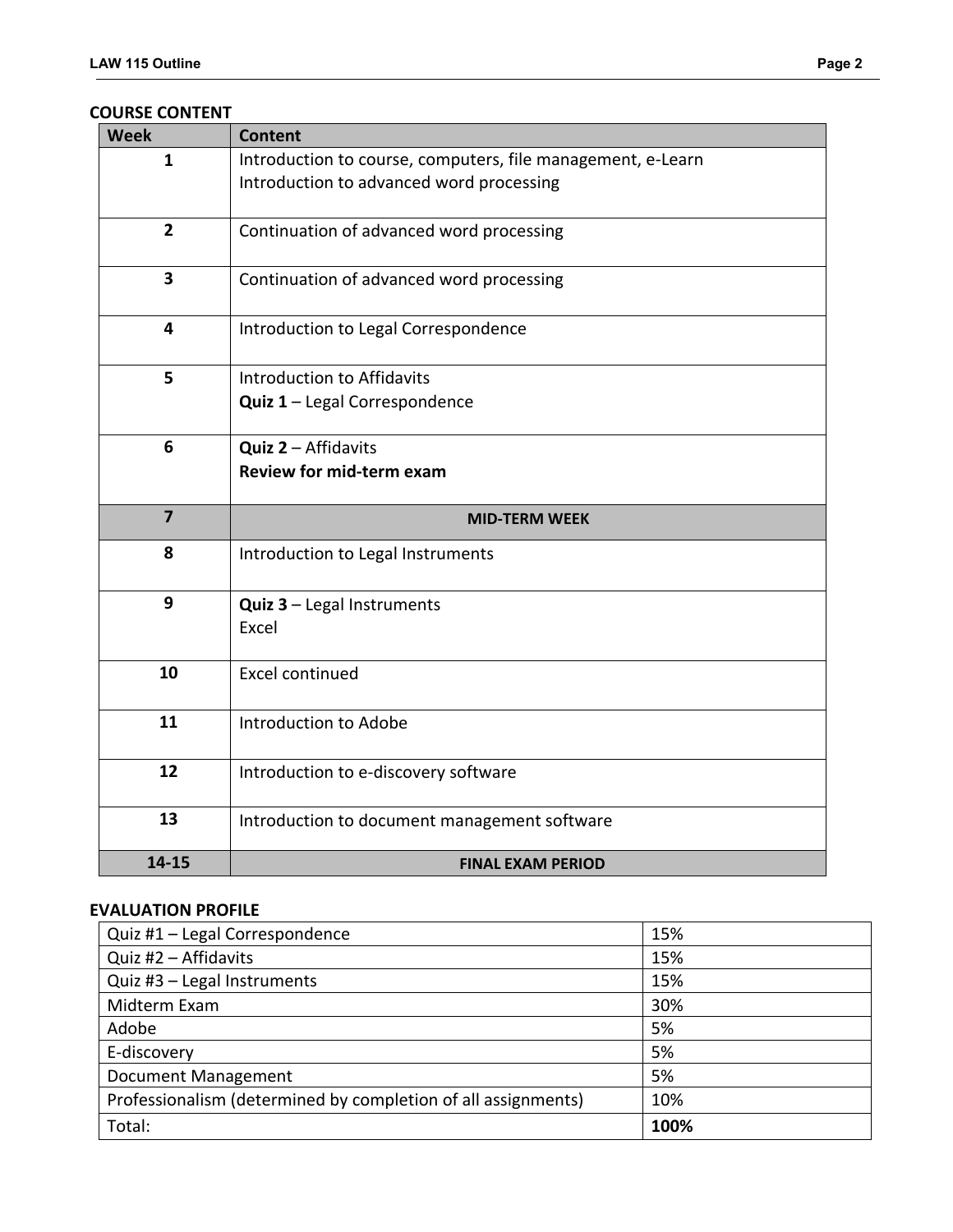## COURSE CONTENT

| Week | Content |
|---|---|
| 1 | Introduction to course, computers, file management, e-Learn<br>Introduction to advanced word processing |
| 2 | Continuation of advanced word processing |
| 3 | Continuation of advanced word processing |
| 4 | Introduction to Legal Correspondence |
| 5 | Introduction to Affidavits<br>**Quiz 1** – Legal Correspondence |
| 6 | **Quiz 2** – Affidavits<br>**Review for mid-term exam** |
| **7** | **MID-TERM WEEK** |
| 8 | Introduction to Legal Instruments |
| 9 | **Quiz 3** – Legal Instruments<br>Excel |
| 10 | Excel continued |
| 11 | Introduction to Adobe |
| 12 | Introduction to e-discovery software |
| 13 | Introduction to document management software |
| **14-15** | **FINAL EXAM PERIOD** |

## EVALUATION PROFILE

| Item | Weight |
|---|---|
| Quiz #1 – Legal Correspondence | 15% |
| Quiz #2 – Affidavits | 15% |
| Quiz #3 – Legal Instruments | 15% |
| Midterm Exam | 30% |
| Adobe | 5% |
| E-discovery | 5% |
| Document Management | 5% |
| Professionalism (determined by completion of all assignments) | 10% |
| Total: | **100%** |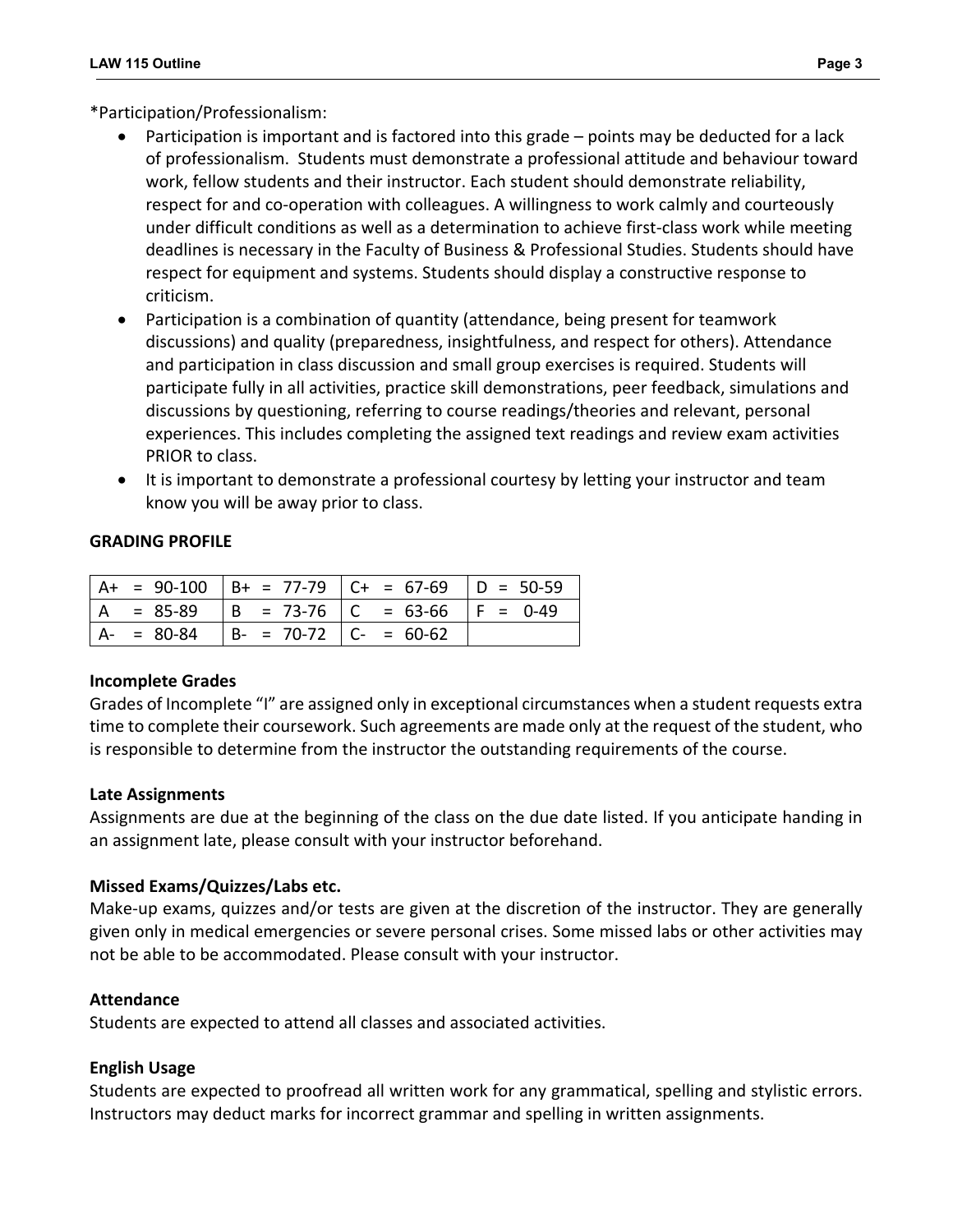*Participation/Professionalism:

- Participation is important and is factored into this grade – points may be deducted for a lack of professionalism. Students must demonstrate a professional attitude and behaviour toward work, fellow students and their instructor. Each student should demonstrate reliability, respect for and co-operation with colleagues. A willingness to work calmly and courteously under difficult conditions as well as a determination to achieve first-class work while meeting deadlines is necessary in the Faculty of Business & Professional Studies. Students should have respect for equipment and systems. Students should display a constructive response to criticism.
- Participation is a combination of quantity (attendance, being present for teamwork discussions) and quality (preparedness, insightfulness, and respect for others). Attendance and participation in class discussion and small group exercises is required. Students will participate fully in all activities, practice skill demonstrations, peer feedback, simulations and discussions by questioning, referring to course readings/theories and relevant, personal experiences. This includes completing the assigned text readings and review exam activities PRIOR to class.
- It is important to demonstrate a professional courtesy by letting your instructor and team know you will be away prior to class.

**GRADING PROFILE**

| | | | |
|---|---|---|---|
| A+ = 90-100 | B+ = 77-79 | C+ = 67-69 | D = 50-59 |
| A = 85-89 | B = 73-76 | C = 63-66 | F = 0-49 |
| A- = 80-84 | B- = 70-72 | C- = 60-62 | |

**Incomplete Grades**

Grades of Incomplete "I" are assigned only in exceptional circumstances when a student requests extra time to complete their coursework. Such agreements are made only at the request of the student, who is responsible to determine from the instructor the outstanding requirements of the course.

**Late Assignments**

Assignments are due at the beginning of the class on the due date listed. If you anticipate handing in an assignment late, please consult with your instructor beforehand.

**Missed Exams/Quizzes/Labs etc.**

Make-up exams, quizzes and/or tests are given at the discretion of the instructor. They are generally given only in medical emergencies or severe personal crises. Some missed labs or other activities may not be able to be accommodated. Please consult with your instructor.

**Attendance**

Students are expected to attend all classes and associated activities.

**English Usage**

Students are expected to proofread all written work for any grammatical, spelling and stylistic errors. Instructors may deduct marks for incorrect grammar and spelling in written assignments.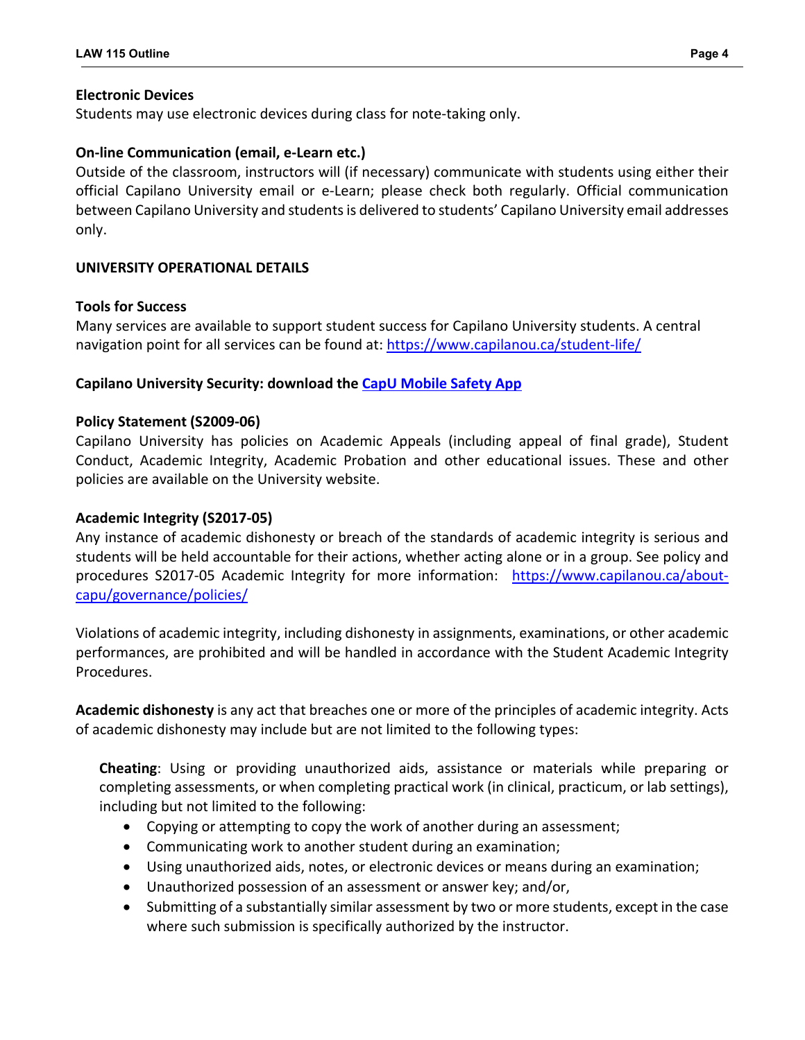**Electronic Devices**
Students may use electronic devices during class for note-taking only.

**On-line Communication (email, e-Learn etc.)**
Outside of the classroom, instructors will (if necessary) communicate with students using either their official Capilano University email or e-Learn; please check both regularly. Official communication between Capilano University and students is delivered to students' Capilano University email addresses only.

**UNIVERSITY OPERATIONAL DETAILS**

**Tools for Success**
Many services are available to support student success for Capilano University students. A central navigation point for all services can be found at: [https://www.capilanou.ca/student-life/](https://www.capilanou.ca/student-life/)

**Capilano University Security: download the CapU Mobile Safety App**

**Policy Statement (S2009-06)**
Capilano University has policies on Academic Appeals (including appeal of final grade), Student Conduct, Academic Integrity, Academic Probation and other educational issues. These and other policies are available on the University website.

**Academic Integrity (S2017-05)**
Any instance of academic dishonesty or breach of the standards of academic integrity is serious and students will be held accountable for their actions, whether acting alone or in a group. See policy and procedures S2017-05 Academic Integrity for more information: [https://www.capilanou.ca/about-capu/governance/policies/](https://www.capilanou.ca/about-capu/governance/policies/)

Violations of academic integrity, including dishonesty in assignments, examinations, or other academic performances, are prohibited and will be handled in accordance with the Student Academic Integrity Procedures.

**Academic dishonesty** is any act that breaches one or more of the principles of academic integrity. Acts of academic dishonesty may include but are not limited to the following types:

**Cheating**: Using or providing unauthorized aids, assistance or materials while preparing or completing assessments, or when completing practical work (in clinical, practicum, or lab settings), including but not limited to the following:

- Copying or attempting to copy the work of another during an assessment;
- Communicating work to another student during an examination;
- Using unauthorized aids, notes, or electronic devices or means during an examination;
- Unauthorized possession of an assessment or answer key; and/or,
- Submitting of a substantially similar assessment by two or more students, except in the case where such submission is specifically authorized by the instructor.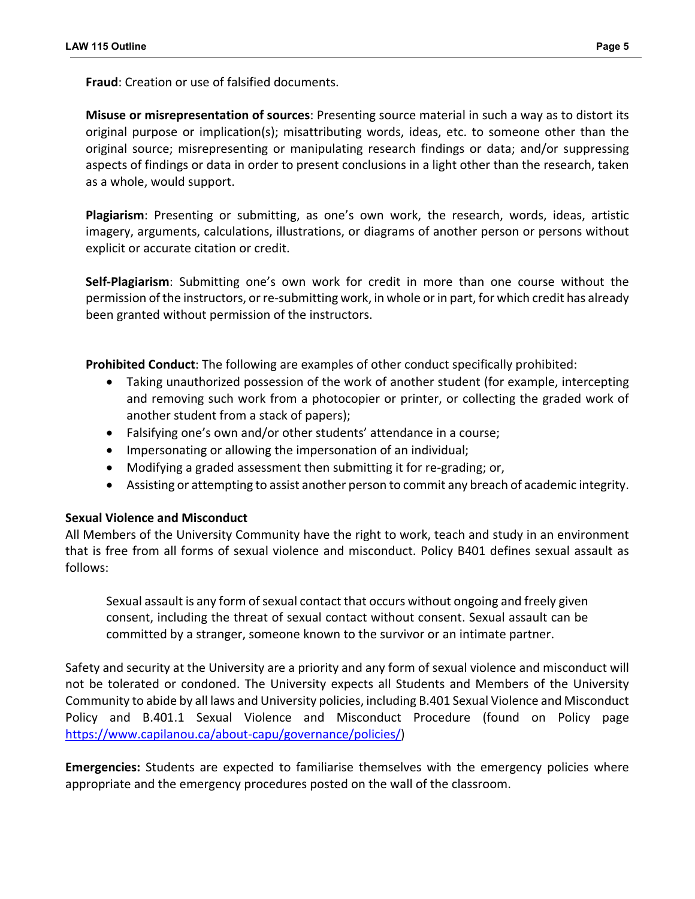**Fraud**: Creation or use of falsified documents.

**Misuse or misrepresentation of sources**: Presenting source material in such a way as to distort its original purpose or implication(s); misattributing words, ideas, etc. to someone other than the original source; misrepresenting or manipulating research findings or data; and/or suppressing aspects of findings or data in order to present conclusions in a light other than the research, taken as a whole, would support.

**Plagiarism**: Presenting or submitting, as one's own work, the research, words, ideas, artistic imagery, arguments, calculations, illustrations, or diagrams of another person or persons without explicit or accurate citation or credit.

**Self-Plagiarism**: Submitting one's own work for credit in more than one course without the permission of the instructors, or re-submitting work, in whole or in part, for which credit has already been granted without permission of the instructors.

**Prohibited Conduct**: The following are examples of other conduct specifically prohibited:

- Taking unauthorized possession of the work of another student (for example, intercepting and removing such work from a photocopier or printer, or collecting the graded work of another student from a stack of papers);
- Falsifying one's own and/or other students' attendance in a course;
- Impersonating or allowing the impersonation of an individual;
- Modifying a graded assessment then submitting it for re-grading; or,
- Assisting or attempting to assist another person to commit any breach of academic integrity.

### Sexual Violence and Misconduct

All Members of the University Community have the right to work, teach and study in an environment that is free from all forms of sexual violence and misconduct. Policy B401 defines sexual assault as follows:

> Sexual assault is any form of sexual contact that occurs without ongoing and freely given consent, including the threat of sexual contact without consent. Sexual assault can be committed by a stranger, someone known to the survivor or an intimate partner.

Safety and security at the University are a priority and any form of sexual violence and misconduct will not be tolerated or condoned. The University expects all Students and Members of the University Community to abide by all laws and University policies, including B.401 Sexual Violence and Misconduct Policy and B.401.1 Sexual Violence and Misconduct Procedure (found on Policy page https://www.capilanou.ca/about-capu/governance/policies/)

**Emergencies:** Students are expected to familiarise themselves with the emergency policies where appropriate and the emergency procedures posted on the wall of the classroom.